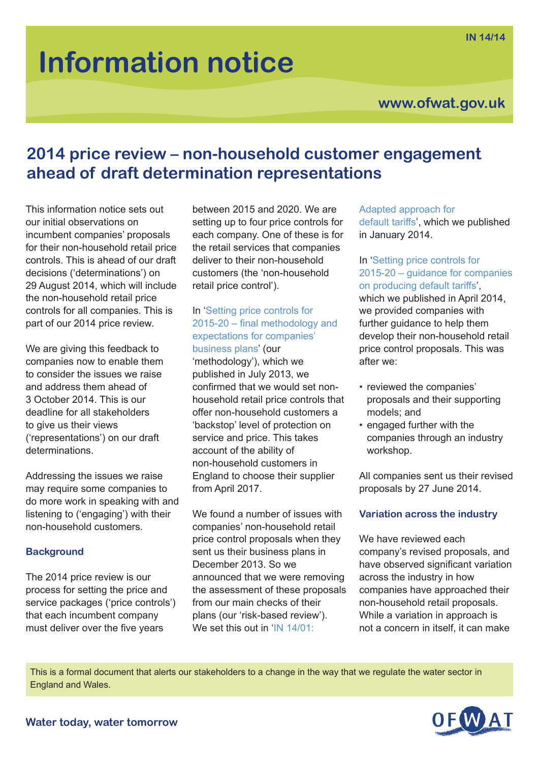IN 14/14

# Information notice

www.ofwat.gov.uk

## 2014 price review – non-household customer engagement ahead of draft determination representations

This information notice sets out our initial observations on incumbent companies' proposals for their non-household retail price controls. This is ahead of our draft decisions ('determinations') on 29 August 2014, which will include the non-household retail price controls for all companies. This is part of our 2014 price review.

We are giving this feedback to companies now to enable them to consider the issues we raise and address them ahead of 3 October 2014. This is our deadline for all stakeholders to give us their views ('representations') on our draft determinations.

Addressing the issues we raise may require some companies to do more work in speaking with and listening to ('engaging') with their non-household customers.

### Background

The 2014 price review is our process for setting the price and service packages ('price controls') that each incumbent company must deliver over the five years between 2015 and 2020. We are setting up to four price controls for each company. One of these is for the retail services that companies deliver to their non-household customers (the 'non-household retail price control').

In 'Setting price controls for 2015-20 – final methodology and expectations for companies' business plans' (our 'methodology'), which we published in July 2013, we confirmed that we would set non-household retail price controls that offer non-household customers a 'backstop' level of protection on service and price. This takes account of the ability of non-household customers in England to choose their supplier from April 2017.

We found a number of issues with companies' non-household retail price control proposals when they sent us their business plans in December 2013. So we announced that we were removing the assessment of these proposals from our main checks of their plans (our 'risk-based review'). We set this out in 'IN 14/01: Adapted approach for default tariffs', which we published in January 2014.

In 'Setting price controls for 2015-20 – guidance for companies on producing default tariffs', which we published in April 2014, we provided companies with further guidance to help them develop their non-household retail price control proposals. This was after we:

- reviewed the companies' proposals and their supporting models; and
- engaged further with the companies through an industry workshop.

All companies sent us their revised proposals by 27 June 2014.

### Variation across the industry

We have reviewed each company's revised proposals, and have observed significant variation across the industry in how companies have approached their non-household retail proposals. While a variation in approach is not a concern in itself, it can make

This is a formal document that alerts our stakeholders to a change in the way that we regulate the water sector in England and Wales.

Water today, water tomorrow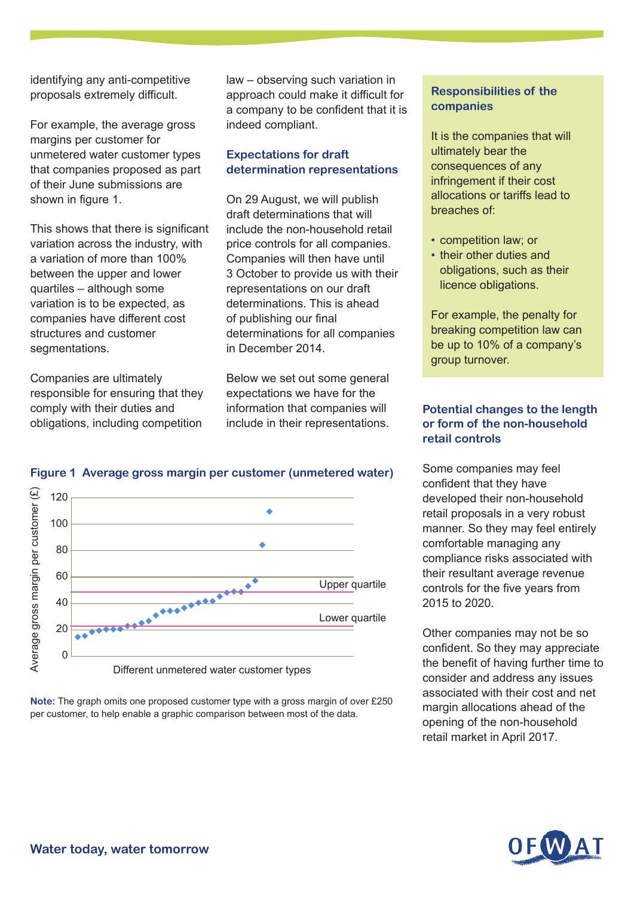identifying any anti-competitive proposals extremely difficult.

For example, the average gross margins per customer for unmetered water customer types that companies proposed as part of their June submissions are shown in figure 1.

This shows that there is significant variation across the industry, with a variation of more than 100% between the upper and lower quartiles – although some variation is to be expected, as companies have different cost structures and customer segmentations.

Companies are ultimately responsible for ensuring that they comply with their duties and obligations, including competition law – observing such variation in approach could make it difficult for a company to be confident that it is indeed compliant.

### Expectations for draft determination representations

On 29 August, we will publish draft determinations that will include the non-household retail price controls for all companies. Companies will then have until 3 October to provide us with their representations on our draft determinations. This is ahead of publishing our final determinations for all companies in December 2014.

Below we set out some general expectations we have for the information that companies will include in their representations.

### Figure 1 Average gross margin per customer (unmetered water)

**Note:** The graph omits one proposed customer type with a gross margin of over £250 per customer, to help enable a graphic comparison between most of the data.

### Responsibilities of the companies

It is the companies that will ultimately bear the consequences of any infringement if their cost allocations or tariffs lead to breaches of:

- competition law; or
- their other duties and obligations, such as their licence obligations.

For example, the penalty for breaking competition law can be up to 10% of a company's group turnover.

### Potential changes to the length or form of the non-household retail controls

Some companies may feel confident that they have developed their non-household retail proposals in a very robust manner. So they may feel entirely comfortable managing any compliance risks associated with their resultant average revenue controls for the five years from 2015 to 2020.

Other companies may not be so confident. So they may appreciate the benefit of having further time to consider and address any issues associated with their cost and net margin allocations ahead of the opening of the non-household retail market in April 2017.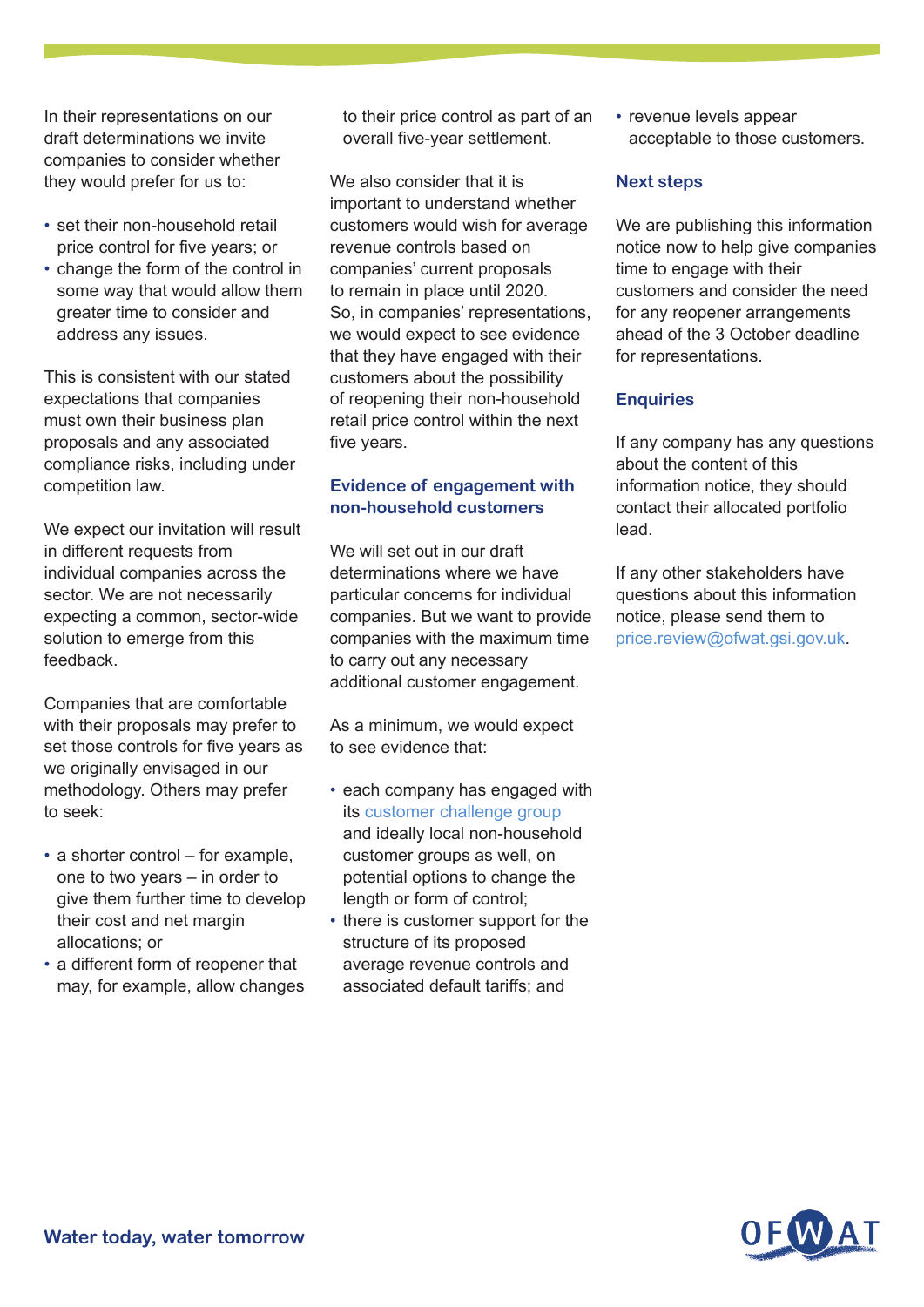In their representations on our draft determinations we invite companies to consider whether they would prefer for us to:

- set their non-household retail price control for five years; or
- change the form of the control in some way that would allow them greater time to consider and address any issues.

This is consistent with our stated expectations that companies must own their business plan proposals and any associated compliance risks, including under competition law.

We expect our invitation will result in different requests from individual companies across the sector. We are not necessarily expecting a common, sector-wide solution to emerge from this feedback.

Companies that are comfortable with their proposals may prefer to set those controls for five years as we originally envisaged in our methodology. Others may prefer to seek:

- a shorter control – for example, one to two years – in order to give them further time to develop their cost and net margin allocations; or
- a different form of reopener that may, for example, allow changes to their price control as part of an overall five-year settlement.

We also consider that it is important to understand whether customers would wish for average revenue controls based on companies' current proposals to remain in place until 2020. So, in companies' representations, we would expect to see evidence that they have engaged with their customers about the possibility of reopening their non-household retail price control within the next five years.

## Evidence of engagement with non-household customers

We will set out in our draft determinations where we have particular concerns for individual companies. But we want to provide companies with the maximum time to carry out any necessary additional customer engagement.

As a minimum, we would expect to see evidence that:

- each company has engaged with its customer challenge group and ideally local non-household customer groups as well, on potential options to change the length or form of control;
- there is customer support for the structure of its proposed average revenue controls and associated default tariffs; and
- revenue levels appear acceptable to those customers.

## Next steps

We are publishing this information notice now to help give companies time to engage with their customers and consider the need for any reopener arrangements ahead of the 3 October deadline for representations.

## Enquiries

If any company has any questions about the content of this information notice, they should contact their allocated portfolio lead.

If any other stakeholders have questions about this information notice, please send them to price.review@ofwat.gsi.gov.uk.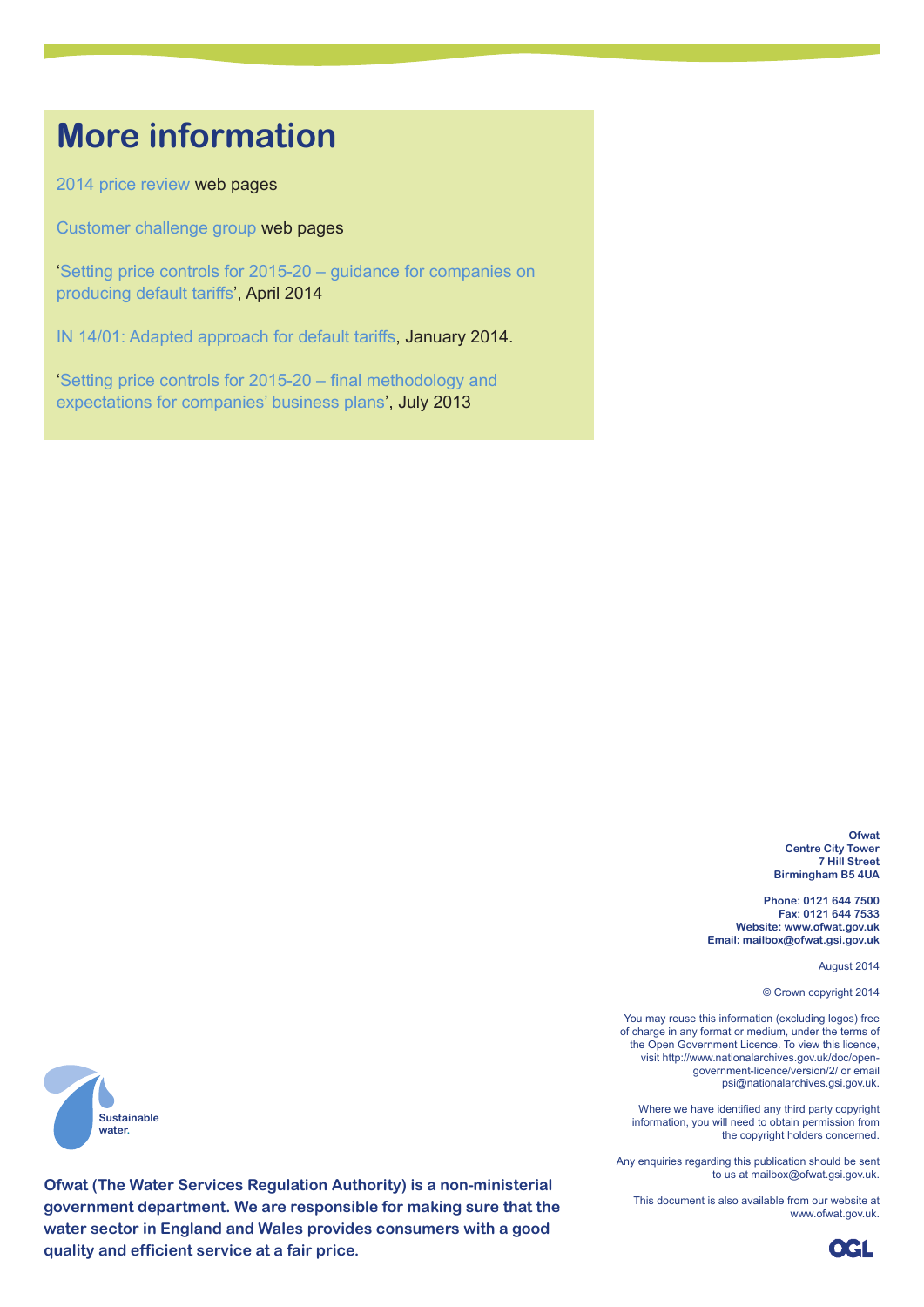# More information

2014 price review web pages

Customer challenge group web pages

'Setting price controls for 2015-20 – guidance for companies on producing default tariffs', April 2014

IN 14/01: Adapted approach for default tariffs, January 2014.

'Setting price controls for 2015-20 – final methodology and expectations for companies' business plans', July 2013

**Ofwat**
**Centre City Tower**
**7 Hill Street**
**Birmingham B5 4UA**

**Phone: 0121 644 7500**
**Fax: 0121 644 7533**
**Website: www.ofwat.gov.uk**
**Email: mailbox@ofwat.gsi.gov.uk**

August 2014

© Crown copyright 2014

You may reuse this information (excluding logos) free of charge in any format or medium, under the terms of the Open Government Licence. To view this licence, visit http://www.nationalarchives.gov.uk/doc/open-government-licence/version/2/ or email psi@nationalarchives.gsi.gov.uk.

Where we have identified any third party copyright information, you will need to obtain permission from the copyright holders concerned.

Any enquiries regarding this publication should be sent to us at mailbox@ofwat.gsi.gov.uk.

This document is also available from our website at www.ofwat.gov.uk.

Sustainable water.

**Ofwat (The Water Services Regulation Authority) is a non-ministerial government department. We are responsible for making sure that the water sector in England and Wales provides consumers with a good quality and efficient service at a fair price.**